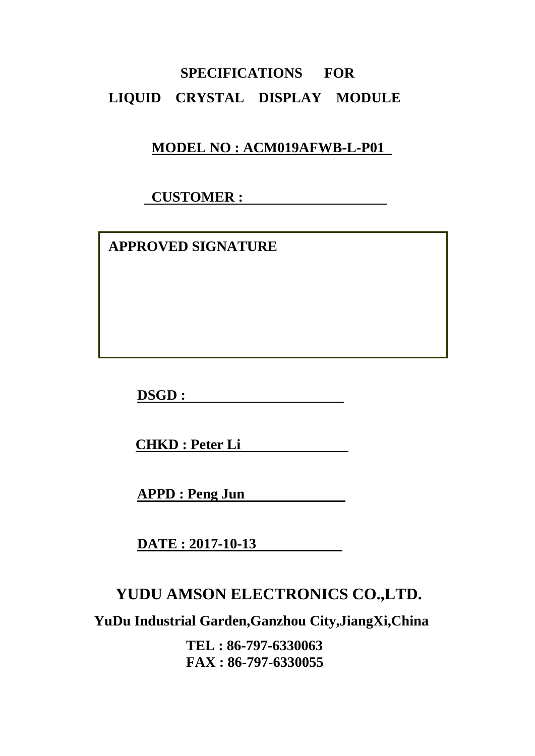# SPECIFICATIONS FOR
# LIQUID CRYSTAL DISPLAY MODULE

**MODEL NO : ACM019AFWB-L-P01**

**CUSTOMER :**

| APPROVED SIGNATURE |
|---|
| |

**DSGD :**

**CHKD : Peter Li**

**APPD : Peng Jun**

**DATE : 2017-10-13**

## YUDU AMSON ELECTRONICS CO.,LTD.

**YuDu Industrial Garden,Ganzhou City,JiangXi,China**

**TEL : 86-797-6330063**
**FAX : 86-797-6330055**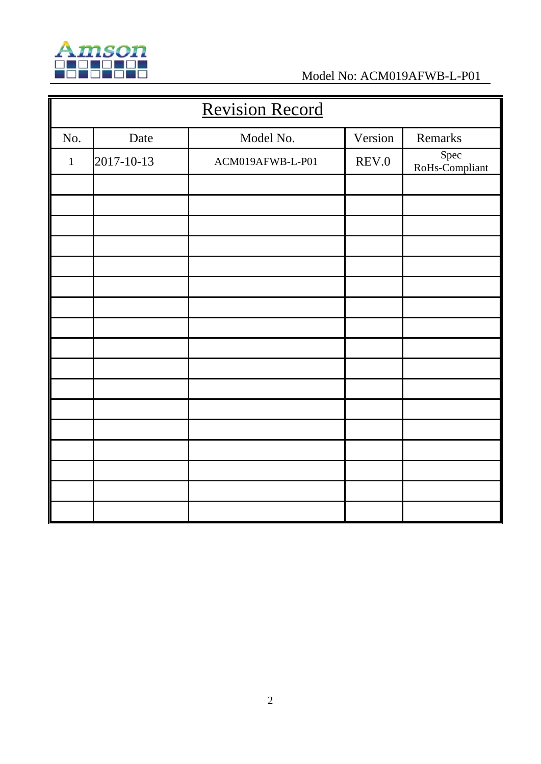# Revision Record

| No. | Date | Model No. | Version | Remarks |
|---|---|---|---|---|
| 1 | 2017-10-13 | ACM019AFWB-L-P01 | REV.0 | Spec RoHs-Compliant |
| | | | | |
| | | | | |
| | | | | |
| | | | | |
| | | | | |
| | | | | |
| | | | | |
| | | | | |
| | | | | |
| | | | | |
| | | | | |
| | | | | |
| | | | | |
| | | | | |
| | | | | |
| | | | | |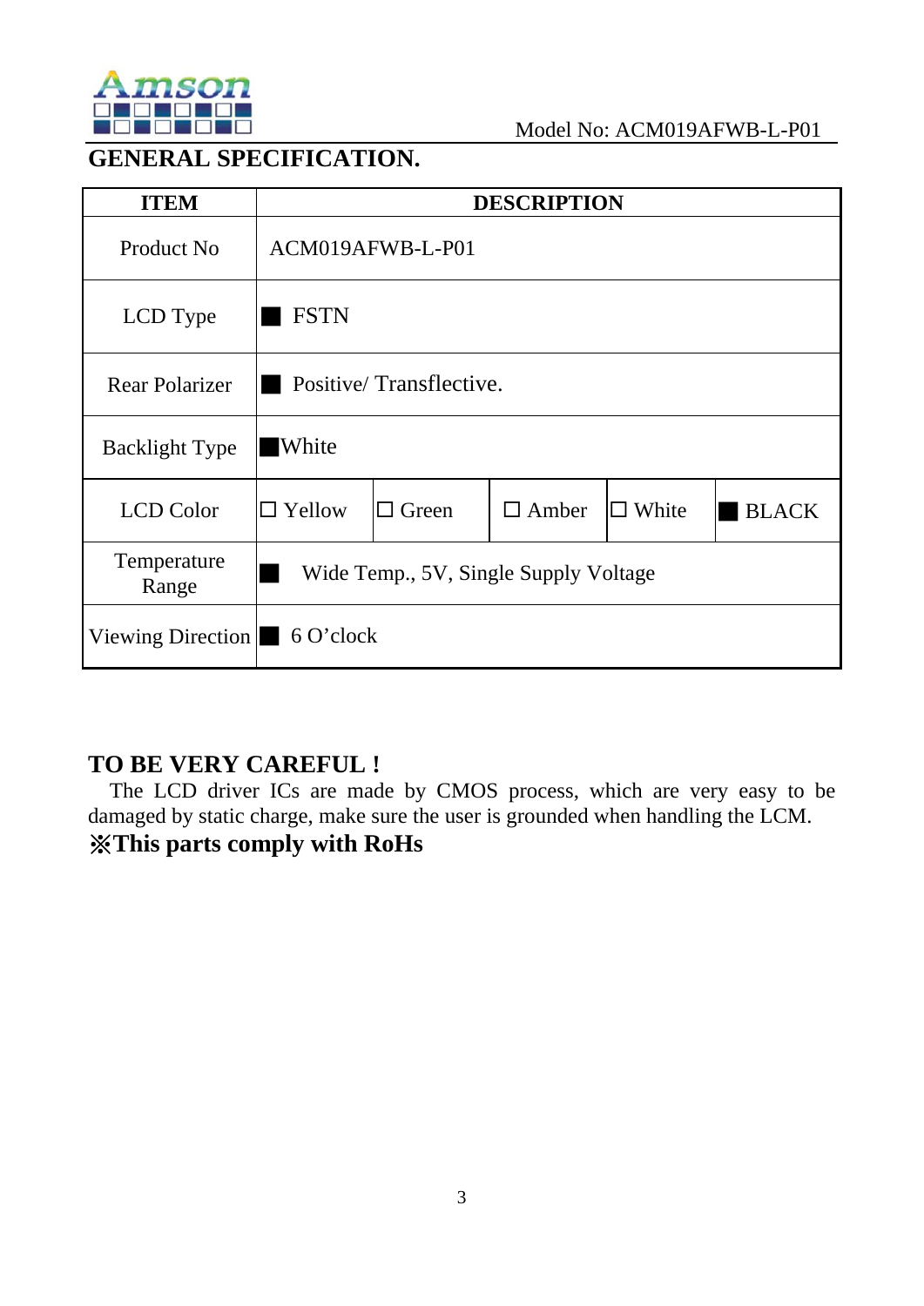Model No: ACM019AFWB-L-P01

## GENERAL SPECIFICATION.

| ITEM | DESCRIPTION | | | | |
|---|---|---|---|---|---|
| Product No | ACM019AFWB-L-P01 | | | | |
| LCD Type | ■ FSTN | | | | |
| Rear Polarizer | ■ Positive/ Transflective. | | | | |
| Backlight Type | ■White | | | | |
| LCD Color | □ Yellow | □ Green | □ Amber | □ White | ■ BLACK |
| Temperature Range | ■ Wide Temp., 5V, Single Supply Voltage | | | | |
| Viewing Direction | ■ 6 O'clock | | | | |

**TO BE VERY CAREFUL !**

The LCD driver ICs are made by CMOS process, which are very easy to be damaged by static charge, make sure the user is grounded when handling the LCM.

**※This parts comply with RoHs**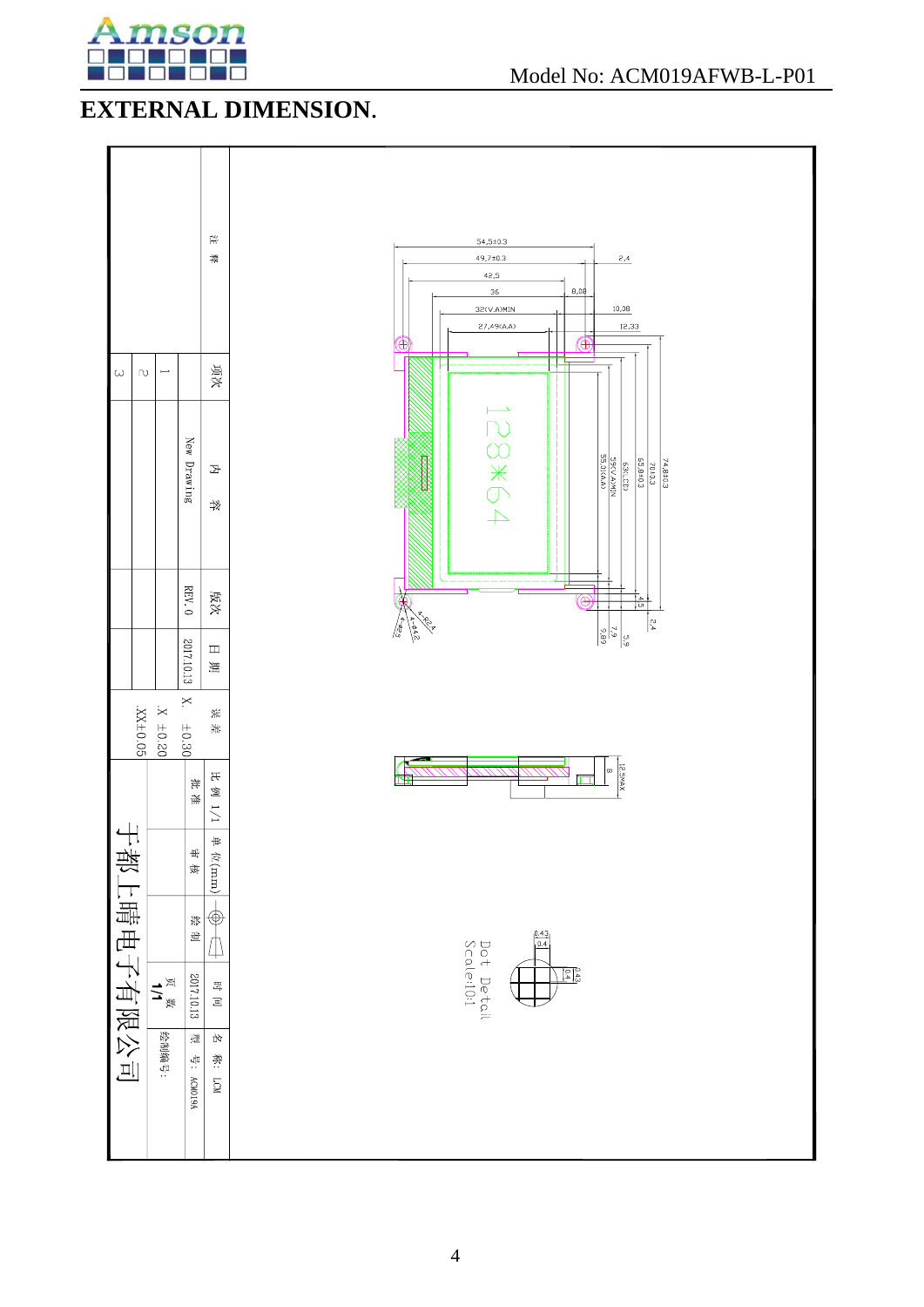# EXTERNAL DIMENSION.

| 项次 | 内容 | 版次 | 日期 | 误差 |
| --- | --- | --- | --- | --- |
| 1 | New Drawing | REV. 0 | 2017.10.13 | X. ±0.30 |
| 2 | | | | .X ±0.20 |
| 3 | | | | .XX±0.05 |

注释

比例 1/1 | 单位(mm) | 批准 | 审核 | 绘制 | 时间 2017.10.13 | 页数 1/1 | 名称: LCM | 型号: ACM019A | 绘制编号:

于都上晴电子有限公司

54.5±0.3
49.7±0.3
42.5
36
32(V.A)MIN
27.49(A.A)
8.08
2.4
10.38
12.33
128*64
55.0(A.A)
59(V.A)MIN
63(C.D)
65.8±0.3
70±0.3
74.8±0.3
4.5
2.4
9.89
7.9
5.9
4-R2.4
4-Φ4.2
4-Φ2.5
8
12.5MAX

Dot Detail
Scale:10:1
0.43
0.4
0.4
0.43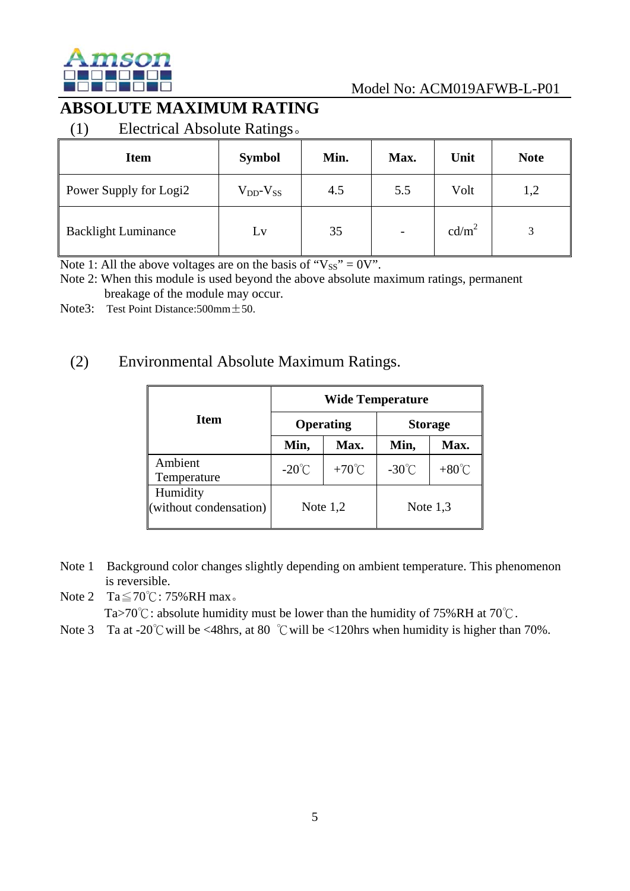# ABSOLUTE MAXIMUM RATING

## (1) Electrical Absolute Ratings。

| Item | Symbol | Min. | Max. | Unit | Note |
|---|---|---|---|---|---|
| Power Supply for Logi2 | $V_{DD}$-$V_{SS}$ | 4.5 | 5.5 | Volt | 1,2 |
| Backlight Luminance | Lv | 35 | - | $cd/m^2$ | 3 |

Note 1: All the above voltages are on the basis of "$V_{SS}$" = 0V".

Note 2: When this module is used beyond the above absolute maximum ratings, permanent breakage of the module may occur.

Note3: Test Point Distance:500mm±50.

## (2) Environmental Absolute Maximum Ratings.

| Item | Wide Temperature | | | |
|---|---|---|---|---|
| | Operating | | Storage | |
| | Min, | Max. | Min, | Max. |
| Ambient Temperature | -20℃ | +70℃ | -30℃ | +80℃ |
| Humidity (without condensation) | Note 1,2 | | Note 1,3 | |

Note 1 Background color changes slightly depending on ambient temperature. This phenomenon is reversible.

Note 2 Ta≦70℃: 75%RH max。
Ta>70℃: absolute humidity must be lower than the humidity of 75%RH at 70℃.

Note 3 Ta at -20℃will be <48hrs, at 80 ℃will be <120hrs when humidity is higher than 70%.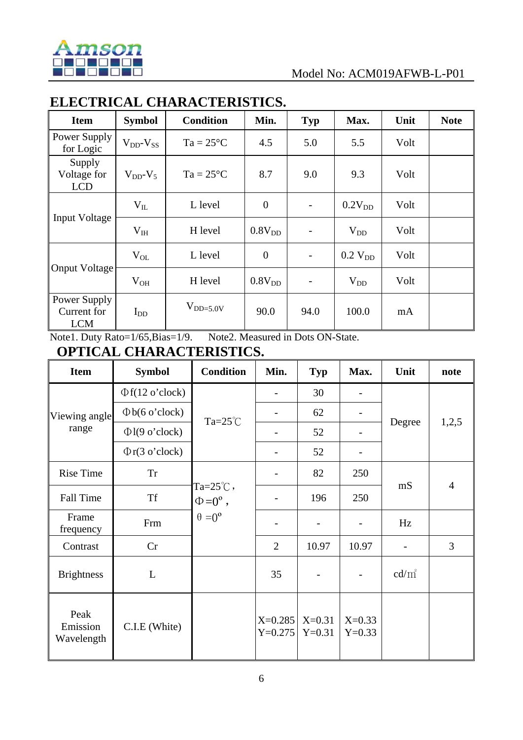Model No: ACM019AFWB-L-P01

## ELECTRICAL CHARACTERISTICS.

| Item | Symbol | Condition | Min. | Typ | Max. | Unit | Note |
|---|---|---|---|---|---|---|---|
| Power Supply for Logic | $V_{DD}$-$V_{SS}$ | Ta = 25°C | 4.5 | 5.0 | 5.5 | Volt | |
| Supply Voltage for LCD | $V_{DD}$-$V_5$ | Ta = 25°C | 8.7 | 9.0 | 9.3 | Volt | |
| Input Voltage | $V_{IL}$ | L level | 0 | - | $0.2V_{DD}$ | Volt | |
| | $V_{IH}$ | H level | $0.8V_{DD}$ | - | $V_{DD}$ | Volt | |
| Onput Voltage | $V_{OL}$ | L level | 0 | - | $0.2\ V_{DD}$ | Volt | |
| | $V_{OH}$ | H level | $0.8V_{DD}$ | - | $V_{DD}$ | Volt | |
| Power Supply Current for LCM | $I_{DD}$ | $V_{DD=5.0V}$ | 90.0 | 94.0 | 100.0 | mA | |

Note1. Duty Rato=1/65,Bias=1/9. Note2. Measured in Dots ON-State.

## OPTICAL CHARACTERISTICS.

| Item | Symbol | Condition | Min. | Typ | Max. | Unit | note |
|---|---|---|---|---|---|---|---|
| Viewing angle range | Φf(12 o'clock) | Ta=25℃ | - | 30 | - | Degree | 1,2,5 |
| | Φb(6 o'clock) | | - | 62 | - | | |
| | Φl(9 o'clock) | | - | 52 | - | | |
| | Φr(3 o'clock) | | - | 52 | - | | |
| Rise Time | Tr | Ta=25℃, Φ=0°, θ=0° | - | 82 | 250 | mS | 4 |
| Fall Time | Tf | | - | 196 | 250 | | |
| Frame frequency | Frm | | - | - | - | Hz | |
| Contrast | Cr | | 2 | 10.97 | 10.97 | - | 3 |
| Brightness | L | | 35 | - | - | cd/㎡ | |
| Peak Emission Wavelength | C.I.E (White) | | X=0.285 Y=0.275 | X=0.31 Y=0.31 | X=0.33 Y=0.33 | | |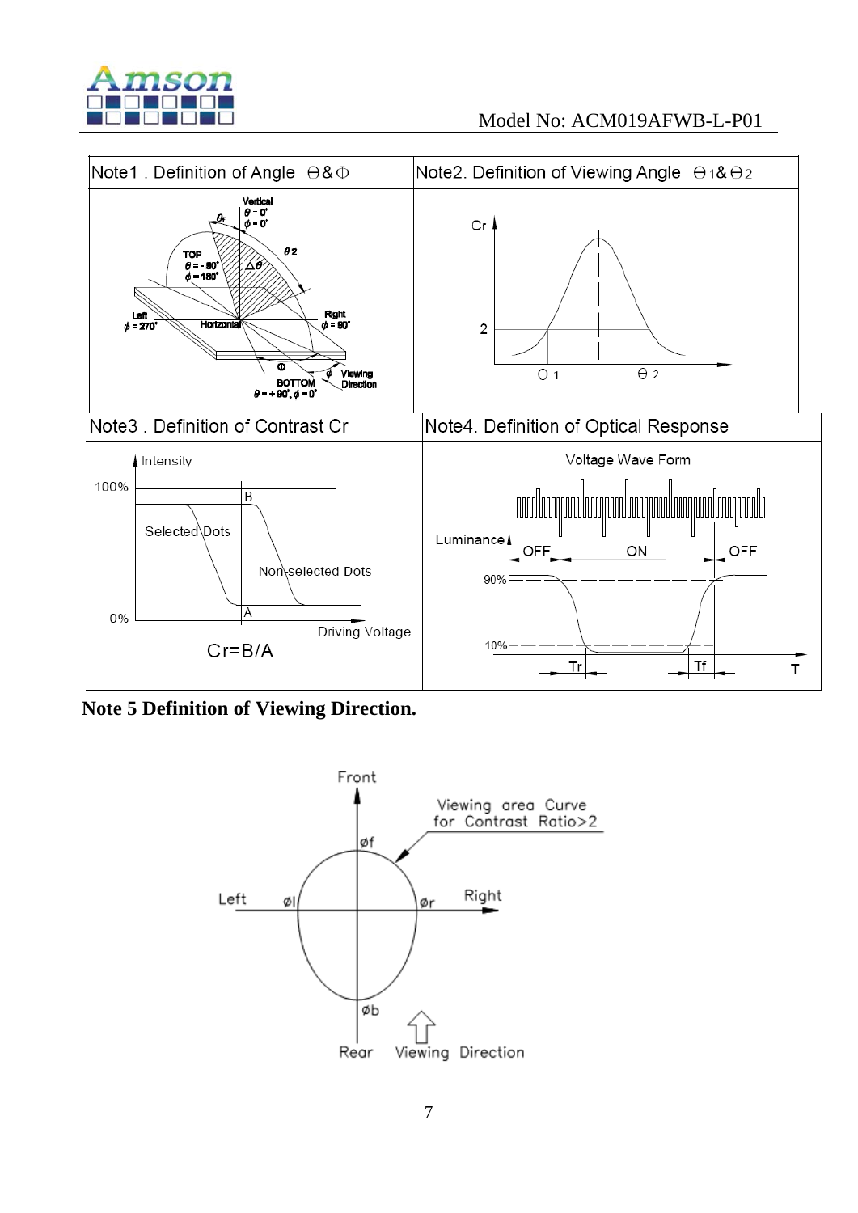| Note1 . Definition of Angle $\Theta$ & $\Phi$ | Note2. Definition of Viewing Angle $\Theta_1$ & $\Theta_2$ |
| --- | --- |
| Vertical $\theta = 0°$ $\phi = 0°$; TOP $\theta = -90°$ $\phi = 180°$; Left $\phi = 270°$; Horizontal; Right $\phi = 90°$; BOTTOM $\theta = +90°$, $\phi = 0°$; Viewing Direction | Cr; 2; $\Theta_1$; $\Theta_2$ |

| Note3 . Definition of Contrast Cr | Note4. Definition of Optical Response |
| --- | --- |
| Intensity; 100%; 0%; B; A; Selected Dots; Non-selected Dots; Driving Voltage; Cr=B/A | Voltage Wave Form; Luminance; OFF; ON; OFF; 90%; 10%; Tr; Tf; T |

**Note 5 Definition of Viewing Direction.**

Front; Viewing area Curve for Contrast Ratio>2; Øf; Left; Øl; Ør; Right; Øb; Rear; Viewing Direction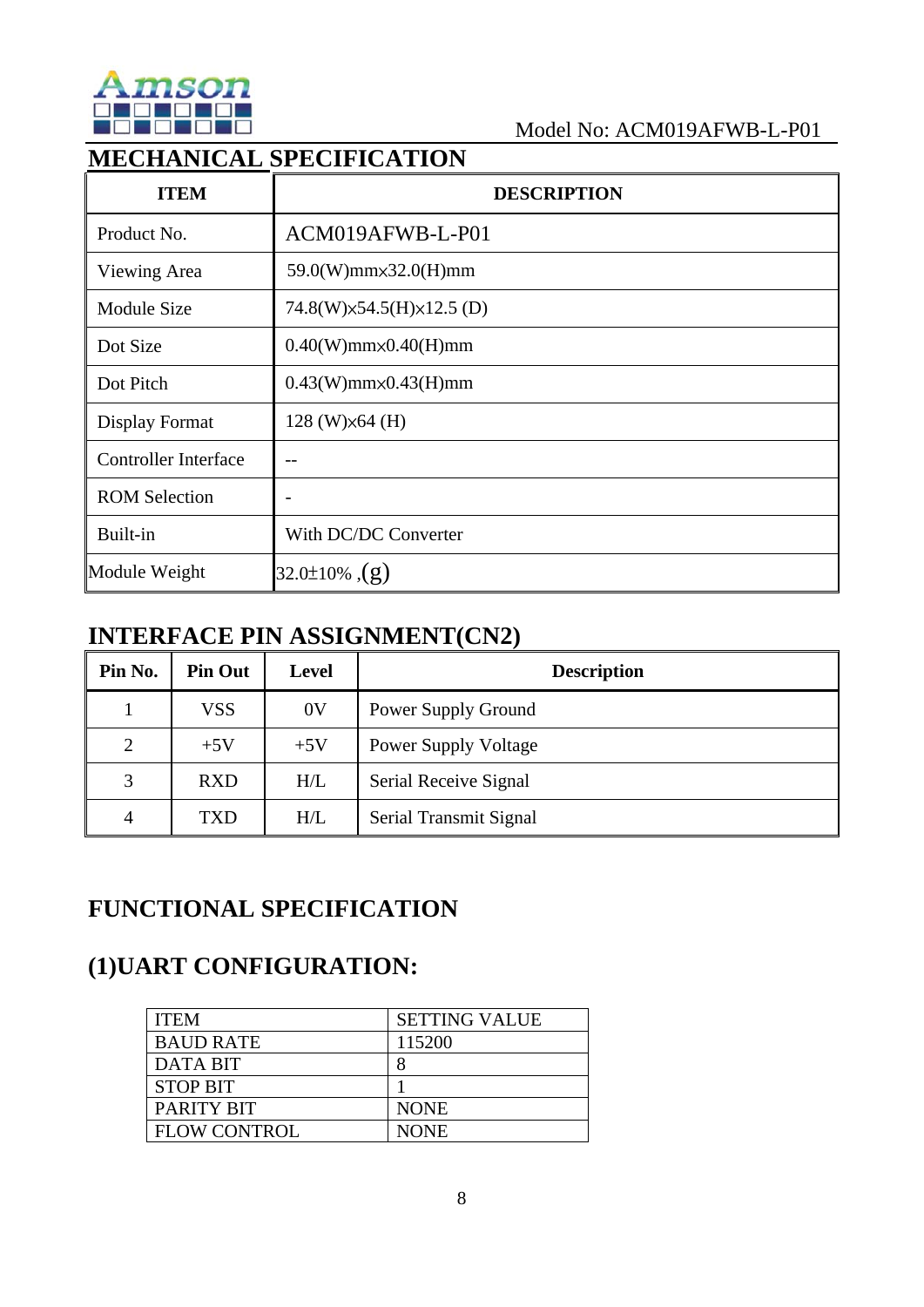Model No: ACM019AFWB-L-P01

## MECHANICAL SPECIFICATION

| ITEM | DESCRIPTION |
|---|---|
| Product No. | ACM019AFWB-L-P01 |
| Viewing Area | 59.0(W)mm×32.0(H)mm |
| Module Size | 74.8(W)×54.5(H)×12.5 (D) |
| Dot Size | 0.40(W)mm×0.40(H)mm |
| Dot Pitch | 0.43(W)mm×0.43(H)mm |
| Display Format | 128 (W)×64 (H) |
| Controller Interface | -- |
| ROM Selection | - |
| Built-in | With DC/DC Converter |
| Module Weight | 32.0±10% ,(g) |

## INTERFACE PIN ASSIGNMENT(CN2)

| Pin No. | Pin Out | Level | Description |
|---|---|---|---|
| 1 | VSS | 0V | Power Supply Ground |
| 2 | +5V | +5V | Power Supply Voltage |
| 3 | RXD | H/L | Serial Receive Signal |
| 4 | TXD | H/L | Serial Transmit Signal |

## FUNCTIONAL SPECIFICATION

## (1)UART CONFIGURATION:

| ITEM | SETTING VALUE |
|---|---|
| BAUD RATE | 115200 |
| DATA BIT | 8 |
| STOP BIT | 1 |
| PARITY BIT | NONE |
| FLOW CONTROL | NONE |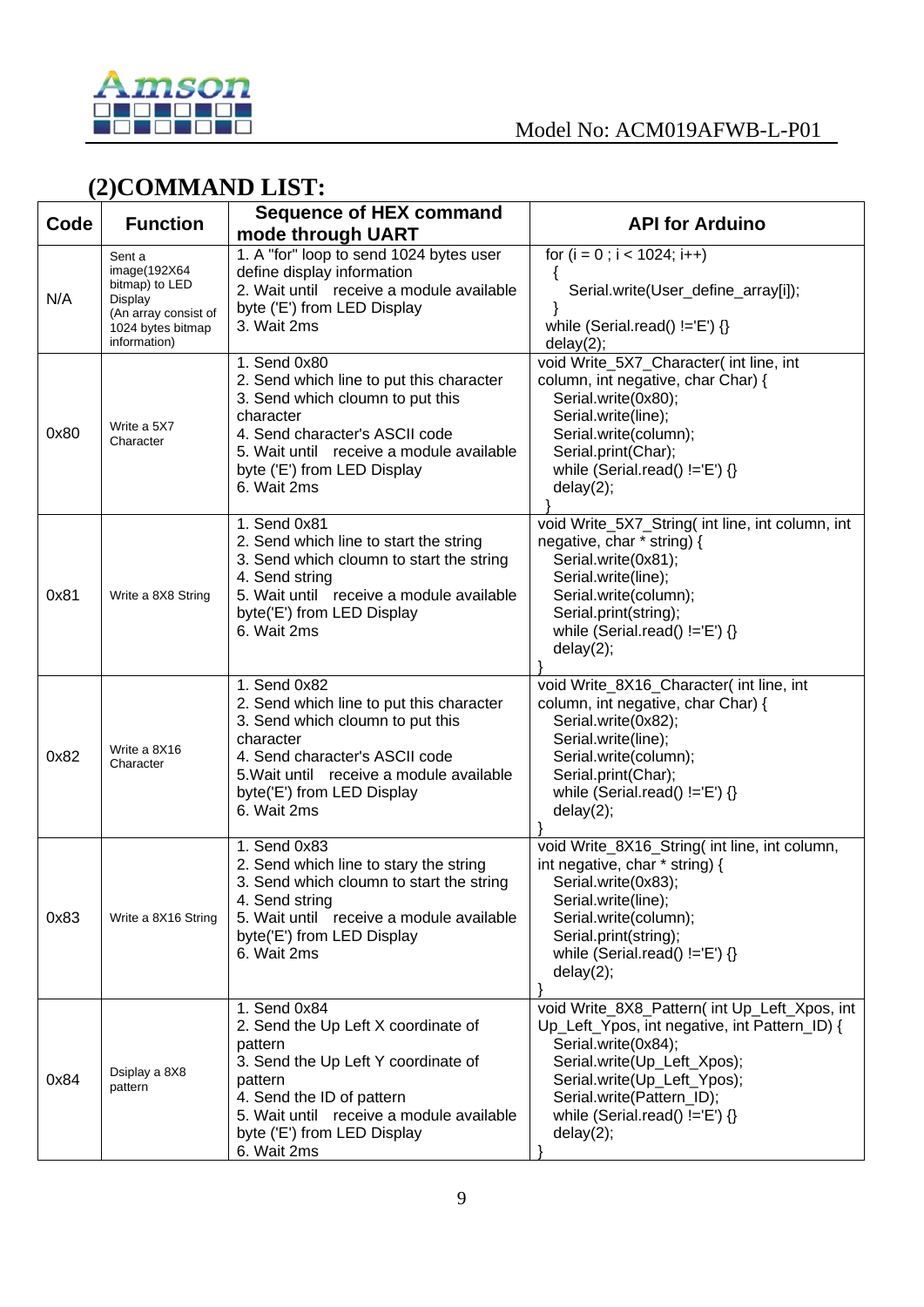## (2)COMMAND LIST:

| Code | Function | Sequence of HEX command mode through UART | API for Arduino |
|---|---|---|---|
| N/A | Sent a image(192X64 bitmap) to LED Display (An array consist of 1024 bytes bitmap information) | 1. A "for" loop to send 1024 bytes user define display information<br>2. Wait until receive a module available byte ('E') from LED Display<br>3. Wait 2ms | for (i = 0 ; i < 1024; i++)<br>{<br>Serial.write(User_define_array[i]);<br>}<br>while (Serial.read() !='E') {}<br>delay(2); |
| 0x80 | Write a 5X7 Character | 1. Send 0x80<br>2. Send which line to put this character<br>3. Send which cloumn to put this character<br>4. Send character's ASCII code<br>5. Wait until receive a module available byte ('E') from LED Display<br>6. Wait 2ms | void Write_5X7_Character( int line, int column, int negative, char Char) {<br>Serial.write(0x80);<br>Serial.write(line);<br>Serial.write(column);<br>Serial.print(Char);<br>while (Serial.read() !='E') {}<br>delay(2);<br>} |
| 0x81 | Write a 8X8 String | 1. Send 0x81<br>2. Send which line to start the string<br>3. Send which cloumn to start the string<br>4. Send string<br>5. Wait until receive a module available byte('E') from LED Display<br>6. Wait 2ms | void Write_5X7_String( int line, int column, int negative, char * string) {<br>Serial.write(0x81);<br>Serial.write(line);<br>Serial.write(column);<br>Serial.print(string);<br>while (Serial.read() !='E') {}<br>delay(2);<br>} |
| 0x82 | Write a 8X16 Character | 1. Send 0x82<br>2. Send which line to put this character<br>3. Send which cloumn to put this character<br>4. Send character's ASCII code<br>5.Wait until receive a module available byte('E') from LED Display<br>6. Wait 2ms | void Write_8X16_Character( int line, int column, int negative, char Char) {<br>Serial.write(0x82);<br>Serial.write(line);<br>Serial.write(column);<br>Serial.print(Char);<br>while (Serial.read() !='E') {}<br>delay(2);<br>} |
| 0x83 | Write a 8X16 String | 1. Send 0x83<br>2. Send which line to stary the string<br>3. Send which cloumn to start the string<br>4. Send string<br>5. Wait until receive a module available byte('E') from LED Display<br>6. Wait 2ms | void Write_8X16_String( int line, int column, int negative, char * string) {<br>Serial.write(0x83);<br>Serial.write(line);<br>Serial.write(column);<br>Serial.print(string);<br>while (Serial.read() !='E') {}<br>delay(2);<br>} |
| 0x84 | Dsiplay a 8X8 pattern | 1. Send 0x84<br>2. Send the Up Left X coordinate of pattern<br>3. Send the Up Left Y coordinate of pattern<br>4. Send the ID of pattern<br>5. Wait until receive a module available byte ('E') from LED Display<br>6. Wait 2ms | void Write_8X8_Pattern( int Up_Left_Xpos, int Up_Left_Ypos, int negative, int Pattern_ID) {<br>Serial.write(0x84);<br>Serial.write(Up_Left_Xpos);<br>Serial.write(Up_Left_Ypos);<br>Serial.write(Pattern_ID);<br>while (Serial.read() !='E') {}<br>delay(2);<br>} |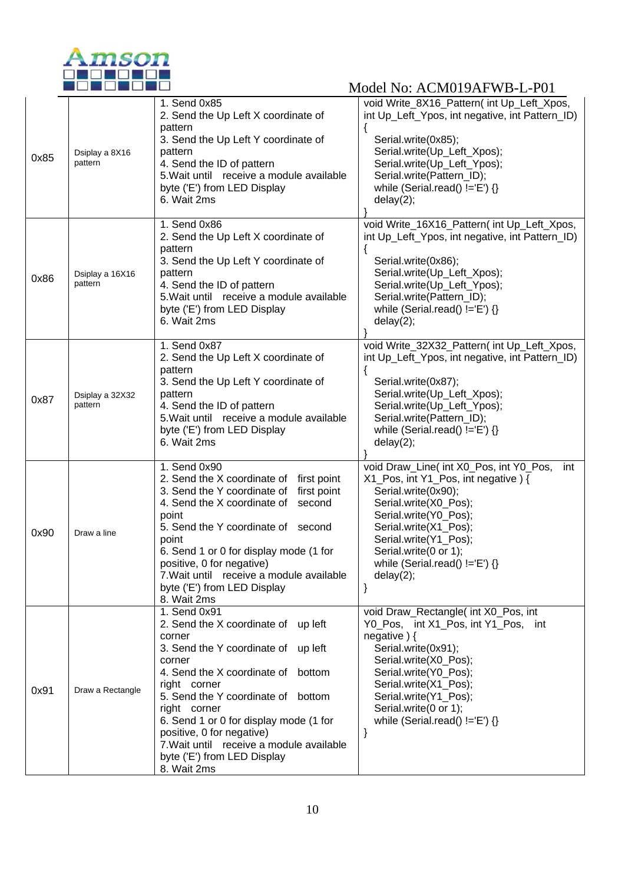| | | | |
|---|---|---|---|
| 0x85 | Dsiplay a 8X16 pattern | 1. Send 0x85<br>2. Send the Up Left X coordinate of pattern<br>3. Send the Up Left Y coordinate of pattern<br>4. Send the ID of pattern<br>5.Wait until receive a module available byte ('E') from LED Display<br>6. Wait 2ms | void Write_8X16_Pattern( int Up_Left_Xpos, int Up_Left_Ypos, int negative, int Pattern_ID)<br>{<br>Serial.write(0x85);<br>Serial.write(Up_Left_Xpos);<br>Serial.write(Up_Left_Ypos);<br>Serial.write(Pattern_ID);<br>while (Serial.read() !='E') {}<br>delay(2);<br>} |
| 0x86 | Dsiplay a 16X16 pattern | 1. Send 0x86<br>2. Send the Up Left X coordinate of pattern<br>3. Send the Up Left Y coordinate of pattern<br>4. Send the ID of pattern<br>5.Wait until receive a module available byte ('E') from LED Display<br>6. Wait 2ms | void Write_16X16_Pattern( int Up_Left_Xpos, int Up_Left_Ypos, int negative, int Pattern_ID)<br>{<br>Serial.write(0x86);<br>Serial.write(Up_Left_Xpos);<br>Serial.write(Up_Left_Ypos);<br>Serial.write(Pattern_ID);<br>while (Serial.read() !='E') {}<br>delay(2);<br>} |
| 0x87 | Dsiplay a 32X32 pattern | 1. Send 0x87<br>2. Send the Up Left X coordinate of pattern<br>3. Send the Up Left Y coordinate of pattern<br>4. Send the ID of pattern<br>5.Wait until receive a module available byte ('E') from LED Display<br>6. Wait 2ms | void Write_32X32_Pattern( int Up_Left_Xpos, int Up_Left_Ypos, int negative, int Pattern_ID)<br>{<br>Serial.write(0x87);<br>Serial.write(Up_Left_Xpos);<br>Serial.write(Up_Left_Ypos);<br>Serial.write(Pattern_ID);<br>while (Serial.read() !='E') {}<br>delay(2);<br>} |
| 0x90 | Draw a line | 1. Send 0x90<br>2. Send the X coordinate of first point<br>3. Send the Y coordinate of first point<br>4. Send the X coordinate of second point<br>5. Send the Y coordinate of second point<br>6. Send 1 or 0 for display mode (1 for positive, 0 for negative)<br>7.Wait until receive a module available byte ('E') from LED Display<br>8. Wait 2ms | void Draw_Line( int X0_Pos, int Y0_Pos, int X1_Pos, int Y1_Pos, int negative ) {<br>Serial.write(0x90);<br>Serial.write(X0_Pos);<br>Serial.write(Y0_Pos);<br>Serial.write(X1_Pos);<br>Serial.write(Y1_Pos);<br>Serial.write(0 or 1);<br>while (Serial.read() !='E') {}<br>delay(2);<br>} |
| 0x91 | Draw a Rectangle | 1. Send 0x91<br>2. Send the X coordinate of up left corner<br>3. Send the Y coordinate of up left corner<br>4. Send the X coordinate of bottom right corner<br>5. Send the Y coordinate of bottom right corner<br>6. Send 1 or 0 for display mode (1 for positive, 0 for negative)<br>7.Wait until receive a module available byte ('E') from LED Display<br>8. Wait 2ms | void Draw_Rectangle( int X0_Pos, int Y0_Pos, int X1_Pos, int Y1_Pos, int negative ) {<br>Serial.write(0x91);<br>Serial.write(X0_Pos);<br>Serial.write(Y0_Pos);<br>Serial.write(X1_Pos);<br>Serial.write(Y1_Pos);<br>Serial.write(0 or 1);<br>while (Serial.read() !='E') {}<br>} |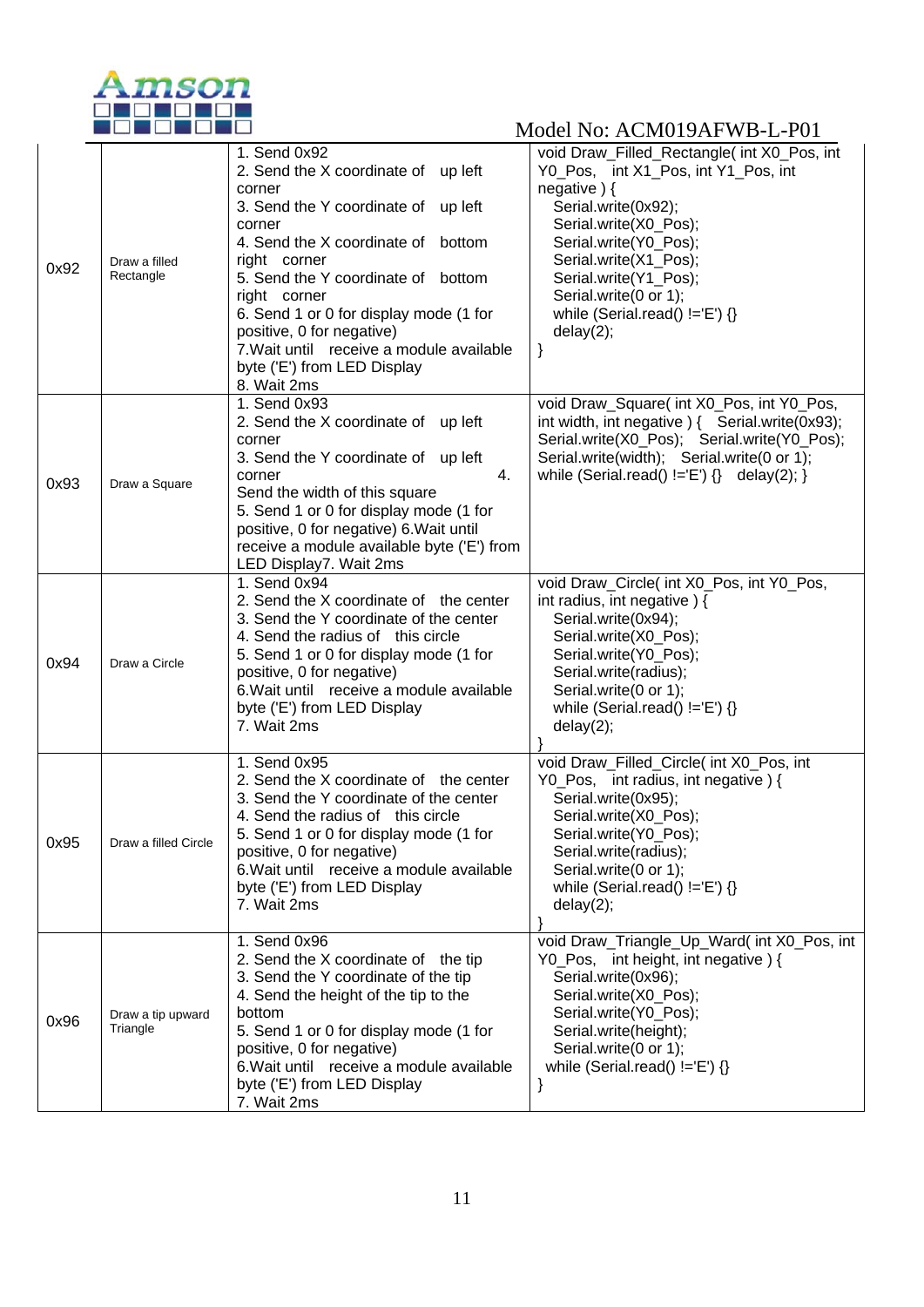| | | | |
|---|---|---|---|
| 0x92 | Draw a filled Rectangle | 1. Send 0x92<br>2. Send the X coordinate of up left corner<br>3. Send the Y coordinate of up left corner<br>4. Send the X coordinate of bottom right corner<br>5. Send the Y coordinate of bottom right corner<br>6. Send 1 or 0 for display mode (1 for positive, 0 for negative)<br>7.Wait until receive a module available byte ('E') from LED Display<br>8. Wait 2ms | void Draw_Filled_Rectangle( int X0_Pos, int Y0_Pos, int X1_Pos, int Y1_Pos, int negative ) {<br>Serial.write(0x92);<br>Serial.write(X0_Pos);<br>Serial.write(Y0_Pos);<br>Serial.write(X1_Pos);<br>Serial.write(Y1_Pos);<br>Serial.write(0 or 1);<br>while (Serial.read() !='E') {}<br>delay(2);<br>} |
| 0x93 | Draw a Square | 1. Send 0x93<br>2. Send the X coordinate of up left corner<br>3. Send the Y coordinate of up left corner 4. Send the width of this square<br>5. Send 1 or 0 for display mode (1 for positive, 0 for negative) 6.Wait until receive a module available byte ('E') from LED Display7. Wait 2ms | void Draw_Square( int X0_Pos, int Y0_Pos, int width, int negative ) { Serial.write(0x93); Serial.write(X0_Pos); Serial.write(Y0_Pos); Serial.write(width); Serial.write(0 or 1); while (Serial.read() !='E') {} delay(2); } |
| 0x94 | Draw a Circle | 1. Send 0x94<br>2. Send the X coordinate of the center<br>3. Send the Y coordinate of the center<br>4. Send the radius of this circle<br>5. Send 1 or 0 for display mode (1 for positive, 0 for negative)<br>6.Wait until receive a module available byte ('E') from LED Display<br>7. Wait 2ms | void Draw_Circle( int X0_Pos, int Y0_Pos, int radius, int negative ) {<br>Serial.write(0x94);<br>Serial.write(X0_Pos);<br>Serial.write(Y0_Pos);<br>Serial.write(radius);<br>Serial.write(0 or 1);<br>while (Serial.read() !='E') {}<br>delay(2);<br>} |
| 0x95 | Draw a filled Circle | 1. Send 0x95<br>2. Send the X coordinate of the center<br>3. Send the Y coordinate of the center<br>4. Send the radius of this circle<br>5. Send 1 or 0 for display mode (1 for positive, 0 for negative)<br>6.Wait until receive a module available byte ('E') from LED Display<br>7. Wait 2ms | void Draw_Filled_Circle( int X0_Pos, int Y0_Pos, int radius, int negative ) {<br>Serial.write(0x95);<br>Serial.write(X0_Pos);<br>Serial.write(Y0_Pos);<br>Serial.write(radius);<br>Serial.write(0 or 1);<br>while (Serial.read() !='E') {}<br>delay(2);<br>} |
| 0x96 | Draw a tip upward Triangle | 1. Send 0x96<br>2. Send the X coordinate of the tip<br>3. Send the Y coordinate of the tip<br>4. Send the height of the tip to the bottom<br>5. Send 1 or 0 for display mode (1 for positive, 0 for negative)<br>6.Wait until receive a module available byte ('E') from LED Display<br>7. Wait 2ms | void Draw_Triangle_Up_Ward( int X0_Pos, int Y0_Pos, int height, int negative ) {<br>Serial.write(0x96);<br>Serial.write(X0_Pos);<br>Serial.write(Y0_Pos);<br>Serial.write(height);<br>Serial.write(0 or 1);<br>while (Serial.read() !='E') {}<br>} |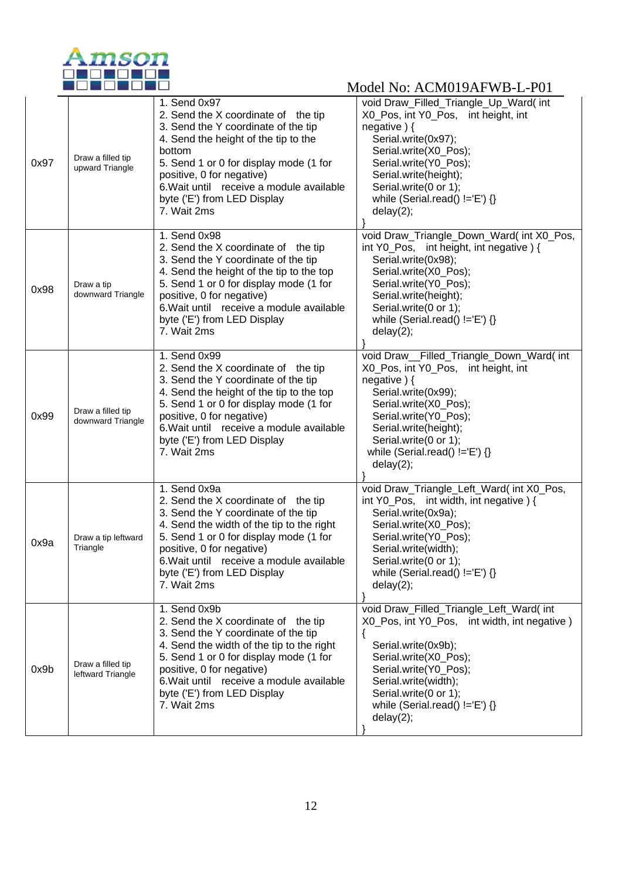Model No: ACM019AFWB-L-P01

| | | | |
|---|---|---|---|
| 0x97 | Draw a filled tip upward Triangle | 1. Send 0x97<br>2. Send the X coordinate of the tip<br>3. Send the Y coordinate of the tip<br>4. Send the height of the tip to the bottom<br>5. Send 1 or 0 for display mode (1 for positive, 0 for negative)<br>6.Wait until receive a module available byte ('E') from LED Display<br>7. Wait 2ms | void Draw_Filled_Triangle_Up_Ward( int X0_Pos, int Y0_Pos, int height, int negative ) {<br>Serial.write(0x97);<br>Serial.write(X0_Pos);<br>Serial.write(Y0_Pos);<br>Serial.write(height);<br>Serial.write(0 or 1);<br>while (Serial.read() !='E') {}<br>delay(2);<br>} |
| 0x98 | Draw a tip downward Triangle | 1. Send 0x98<br>2. Send the X coordinate of the tip<br>3. Send the Y coordinate of the tip<br>4. Send the height of the tip to the top<br>5. Send 1 or 0 for display mode (1 for positive, 0 for negative)<br>6.Wait until receive a module available byte ('E') from LED Display<br>7. Wait 2ms | void Draw_Triangle_Down_Ward( int X0_Pos, int Y0_Pos, int height, int negative ) {<br>Serial.write(0x98);<br>Serial.write(X0_Pos);<br>Serial.write(Y0_Pos);<br>Serial.write(height);<br>Serial.write(0 or 1);<br>while (Serial.read() !='E') {}<br>delay(2);<br>} |
| 0x99 | Draw a filled tip downward Triangle | 1. Send 0x99<br>2. Send the X coordinate of the tip<br>3. Send the Y coordinate of the tip<br>4. Send the height of the tip to the top<br>5. Send 1 or 0 for display mode (1 for positive, 0 for negative)<br>6.Wait until receive a module available byte ('E') from LED Display<br>7. Wait 2ms | void Draw__Filled_Triangle_Down_Ward( int X0_Pos, int Y0_Pos, int height, int negative ) {<br>Serial.write(0x99);<br>Serial.write(X0_Pos);<br>Serial.write(Y0_Pos);<br>Serial.write(height);<br>Serial.write(0 or 1);<br>while (Serial.read() !='E') {}<br>delay(2);<br>} |
| 0x9a | Draw a tip leftward Triangle | 1. Send 0x9a<br>2. Send the X coordinate of the tip<br>3. Send the Y coordinate of the tip<br>4. Send the width of the tip to the right<br>5. Send 1 or 0 for display mode (1 for positive, 0 for negative)<br>6.Wait until receive a module available byte ('E') from LED Display<br>7. Wait 2ms | void Draw_Triangle_Left_Ward( int X0_Pos, int Y0_Pos, int width, int negative ) {<br>Serial.write(0x9a);<br>Serial.write(X0_Pos);<br>Serial.write(Y0_Pos);<br>Serial.write(width);<br>Serial.write(0 or 1);<br>while (Serial.read() !='E') {}<br>delay(2);<br>} |
| 0x9b | Draw a filled tip leftward Triangle | 1. Send 0x9b<br>2. Send the X coordinate of the tip<br>3. Send the Y coordinate of the tip<br>4. Send the width of the tip to the right<br>5. Send 1 or 0 for display mode (1 for positive, 0 for negative)<br>6.Wait until receive a module available byte ('E') from LED Display<br>7. Wait 2ms | void Draw_Filled_Triangle_Left_Ward( int X0_Pos, int Y0_Pos, int width, int negative )<br>{<br>Serial.write(0x9b);<br>Serial.write(X0_Pos);<br>Serial.write(Y0_Pos);<br>Serial.write(width);<br>Serial.write(0 or 1);<br>while (Serial.read() !='E') {}<br>delay(2);<br>} |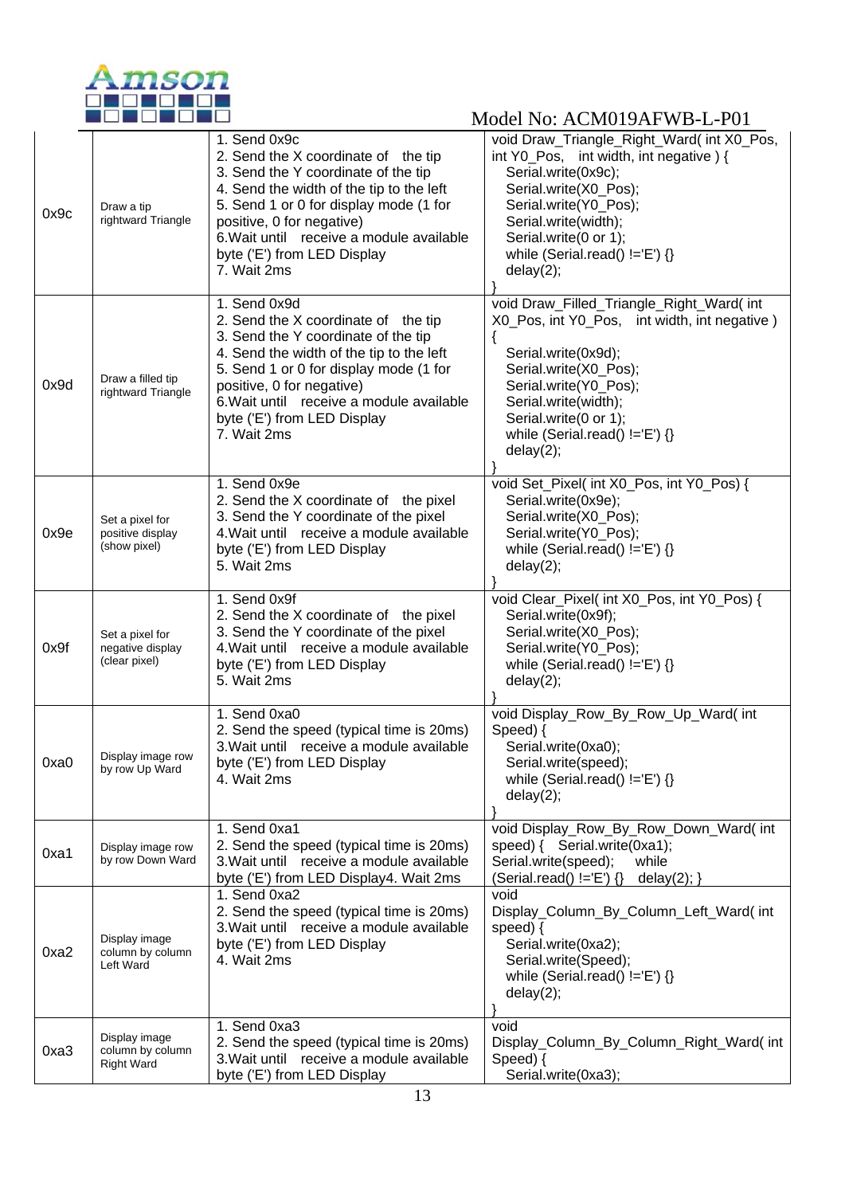| | | | |
|---|---|---|---|
| 0x9c | Draw a tip rightward Triangle | 1. Send 0x9c<br>2. Send the X coordinate of the tip<br>3. Send the Y coordinate of the tip<br>4. Send the width of the tip to the left<br>5. Send 1 or 0 for display mode (1 for positive, 0 for negative)<br>6.Wait until receive a module available byte ('E') from LED Display<br>7. Wait 2ms | void Draw_Triangle_Right_Ward( int X0_Pos, int Y0_Pos, int width, int negative ) {<br>Serial.write(0x9c);<br>Serial.write(X0_Pos);<br>Serial.write(Y0_Pos);<br>Serial.write(width);<br>Serial.write(0 or 1);<br>while (Serial.read() !='E') {}<br>delay(2);<br>} |
| 0x9d | Draw a filled tip rightward Triangle | 1. Send 0x9d<br>2. Send the X coordinate of the tip<br>3. Send the Y coordinate of the tip<br>4. Send the width of the tip to the left<br>5. Send 1 or 0 for display mode (1 for positive, 0 for negative)<br>6.Wait until receive a module available byte ('E') from LED Display<br>7. Wait 2ms | void Draw_Filled_Triangle_Right_Ward( int X0_Pos, int Y0_Pos, int width, int negative )<br>{<br>Serial.write(0x9d);<br>Serial.write(X0_Pos);<br>Serial.write(Y0_Pos);<br>Serial.write(width);<br>Serial.write(0 or 1);<br>while (Serial.read() !='E') {}<br>delay(2);<br>} |
| 0x9e | Set a pixel for positive display (show pixel) | 1. Send 0x9e<br>2. Send the X coordinate of the pixel<br>3. Send the Y coordinate of the pixel<br>4.Wait until receive a module available byte ('E') from LED Display<br>5. Wait 2ms | void Set_Pixel( int X0_Pos, int Y0_Pos) {<br>Serial.write(0x9e);<br>Serial.write(X0_Pos);<br>Serial.write(Y0_Pos);<br>while (Serial.read() !='E') {}<br>delay(2);<br>} |
| 0x9f | Set a pixel for negative display (clear pixel) | 1. Send 0x9f<br>2. Send the X coordinate of the pixel<br>3. Send the Y coordinate of the pixel<br>4.Wait until receive a module available byte ('E') from LED Display<br>5. Wait 2ms | void Clear_Pixel( int X0_Pos, int Y0_Pos) {<br>Serial.write(0x9f);<br>Serial.write(X0_Pos);<br>Serial.write(Y0_Pos);<br>while (Serial.read() !='E') {}<br>delay(2);<br>} |
| 0xa0 | Display image row by row Up Ward | 1. Send 0xa0<br>2. Send the speed (typical time is 20ms)<br>3.Wait until receive a module available byte ('E') from LED Display<br>4. Wait 2ms | void Display_Row_By_Row_Up_Ward( int Speed) {<br>Serial.write(0xa0);<br>Serial.write(speed);<br>while (Serial.read() !='E') {}<br>delay(2);<br>} |
| 0xa1 | Display image row by row Down Ward | 1. Send 0xa1<br>2. Send the speed (typical time is 20ms)<br>3.Wait until receive a module available byte ('E') from LED Display4. Wait 2ms | void Display_Row_By_Row_Down_Ward( int speed) { Serial.write(0xa1);<br>Serial.write(speed); while (Serial.read() !='E') {} delay(2); } |
| 0xa2 | Display image column by column Left Ward | 1. Send 0xa2<br>2. Send the speed (typical time is 20ms)<br>3.Wait until receive a module available byte ('E') from LED Display<br>4. Wait 2ms | void Display_Column_By_Column_Left_Ward( int speed) {<br>Serial.write(0xa2);<br>Serial.write(Speed);<br>while (Serial.read() !='E') {}<br>delay(2);<br>} |
| 0xa3 | Display image column by column Right Ward | 1. Send 0xa3<br>2. Send the speed (typical time is 20ms)<br>3.Wait until receive a module available byte ('E') from LED Display | void Display_Column_By_Column_Right_Ward( int Speed) {<br>Serial.write(0xa3); |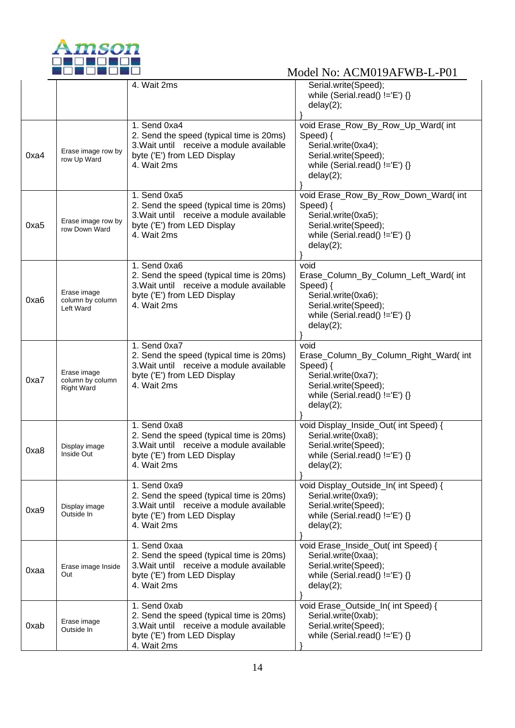| | | | |
|---|---|---|---|
| | | 4. Wait 2ms | Serial.write(Speed);<br>while (Serial.read() !='E') {}<br>delay(2);<br>} |
| 0xa4 | Erase image row by row Up Ward | 1. Send 0xa4<br>2. Send the speed (typical time is 20ms)<br>3.Wait until receive a module available byte ('E') from LED Display<br>4. Wait 2ms | void Erase_Row_By_Row_Up_Ward( int Speed) {<br>Serial.write(0xa4);<br>Serial.write(Speed);<br>while (Serial.read() !='E') {}<br>delay(2);<br>} |
| 0xa5 | Erase image row by row Down Ward | 1. Send 0xa5<br>2. Send the speed (typical time is 20ms)<br>3.Wait until receive a module available byte ('E') from LED Display<br>4. Wait 2ms | void Erase_Row_By_Row_Down_Ward( int Speed) {<br>Serial.write(0xa5);<br>Serial.write(Speed);<br>while (Serial.read() !='E') {}<br>delay(2);<br>} |
| 0xa6 | Erase image column by column Left Ward | 1. Send 0xa6<br>2. Send the speed (typical time is 20ms)<br>3.Wait until receive a module available byte ('E') from LED Display<br>4. Wait 2ms | void Erase_Column_By_Column_Left_Ward( int Speed) {<br>Serial.write(0xa6);<br>Serial.write(Speed);<br>while (Serial.read() !='E') {}<br>delay(2);<br>} |
| 0xa7 | Erase image column by column Right Ward | 1. Send 0xa7<br>2. Send the speed (typical time is 20ms)<br>3.Wait until receive a module available byte ('E') from LED Display<br>4. Wait 2ms | void Erase_Column_By_Column_Right_Ward( int Speed) {<br>Serial.write(0xa7);<br>Serial.write(Speed);<br>while (Serial.read() !='E') {}<br>delay(2);<br>} |
| 0xa8 | Display image Inside Out | 1. Send 0xa8<br>2. Send the speed (typical time is 20ms)<br>3.Wait until receive a module available byte ('E') from LED Display<br>4. Wait 2ms | void Display_Inside_Out( int Speed) {<br>Serial.write(0xa8);<br>Serial.write(Speed);<br>while (Serial.read() !='E') {}<br>delay(2);<br>} |
| 0xa9 | Display image Outside In | 1. Send 0xa9<br>2. Send the speed (typical time is 20ms)<br>3.Wait until receive a module available byte ('E') from LED Display<br>4. Wait 2ms | void Display_Outside_In( int Speed) {<br>Serial.write(0xa9);<br>Serial.write(Speed);<br>while (Serial.read() !='E') {}<br>delay(2);<br>} |
| 0xaa | Erase image Inside Out | 1. Send 0xaa<br>2. Send the speed (typical time is 20ms)<br>3.Wait until receive a module available byte ('E') from LED Display<br>4. Wait 2ms | void Erase_Inside_Out( int Speed) {<br>Serial.write(0xaa);<br>Serial.write(Speed);<br>while (Serial.read() !='E') {}<br>delay(2);<br>} |
| 0xab | Erase image Outside In | 1. Send 0xab<br>2. Send the speed (typical time is 20ms)<br>3.Wait until receive a module available byte ('E') from LED Display<br>4. Wait 2ms | void Erase_Outside_In( int Speed) {<br>Serial.write(0xab);<br>Serial.write(Speed);<br>while (Serial.read() !='E') {}<br>} |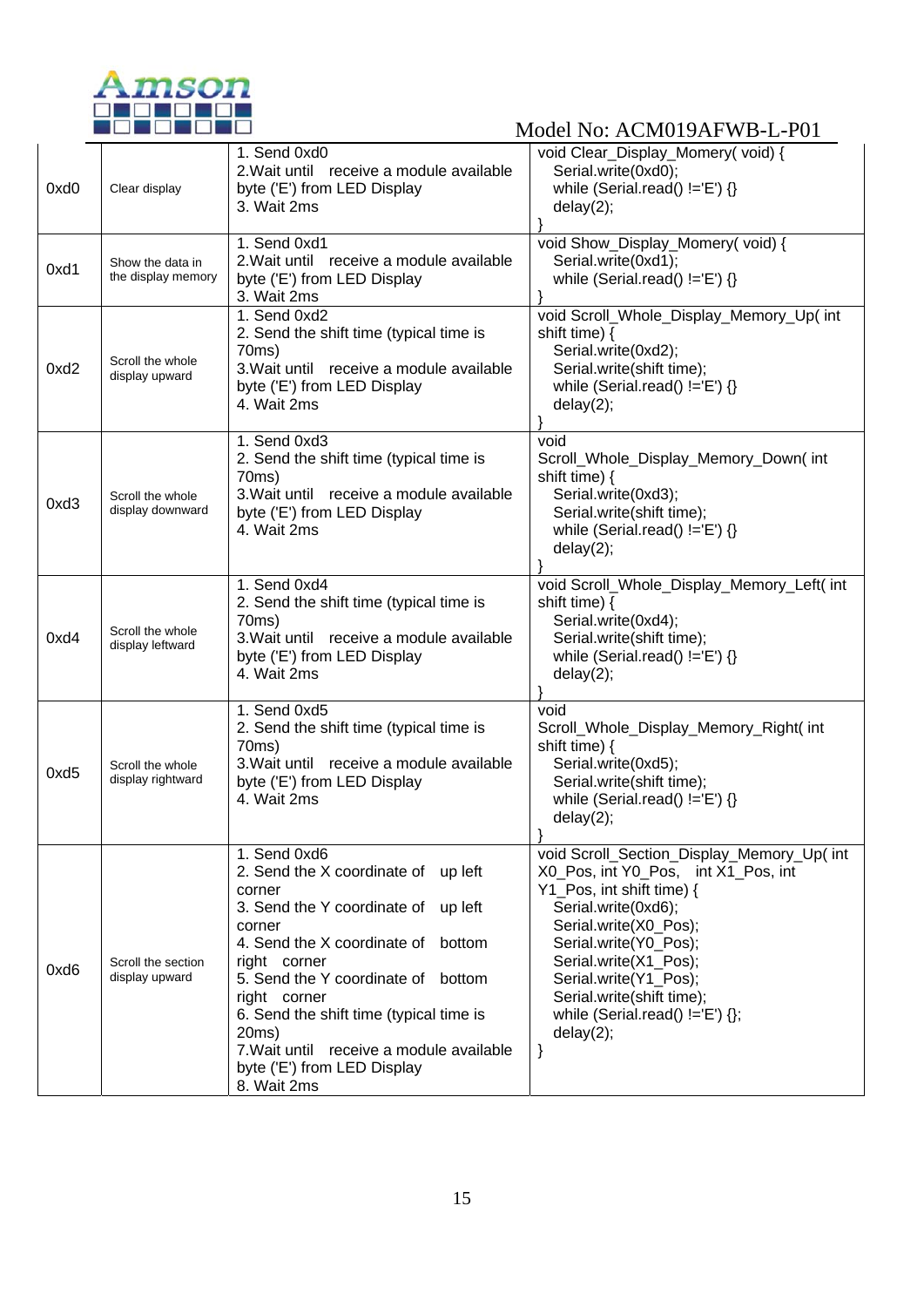| 0xd0 | Clear display | 1. Send 0xd0<br>2.Wait until receive a module available byte ('E') from LED Display<br>3. Wait 2ms | void Clear_Display_Momery( void) {<br>Serial.write(0xd0);<br>while (Serial.read() !='E') {}<br>delay(2);<br>} |
|---|---|---|---|
| 0xd1 | Show the data in the display memory | 1. Send 0xd1<br>2.Wait until receive a module available byte ('E') from LED Display<br>3. Wait 2ms | void Show_Display_Momery( void) {<br>Serial.write(0xd1);<br>while (Serial.read() !='E') {}<br>} |
| 0xd2 | Scroll the whole display upward | 1. Send 0xd2<br>2. Send the shift time (typical time is 70ms)<br>3.Wait until receive a module available byte ('E') from LED Display<br>4. Wait 2ms | void Scroll_Whole_Display_Memory_Up( int shift time) {<br>Serial.write(0xd2);<br>Serial.write(shift time);<br>while (Serial.read() !='E') {}<br>delay(2);<br>} |
| 0xd3 | Scroll the whole display downward | 1. Send 0xd3<br>2. Send the shift time (typical time is 70ms)<br>3.Wait until receive a module available byte ('E') from LED Display<br>4. Wait 2ms | void Scroll_Whole_Display_Memory_Down( int shift time) {<br>Serial.write(0xd3);<br>Serial.write(shift time);<br>while (Serial.read() !='E') {}<br>delay(2);<br>} |
| 0xd4 | Scroll the whole display leftward | 1. Send 0xd4<br>2. Send the shift time (typical time is 70ms)<br>3.Wait until receive a module available byte ('E') from LED Display<br>4. Wait 2ms | void Scroll_Whole_Display_Memory_Left( int shift time) {<br>Serial.write(0xd4);<br>Serial.write(shift time);<br>while (Serial.read() !='E') {}<br>delay(2);<br>} |
| 0xd5 | Scroll the whole display rightward | 1. Send 0xd5<br>2. Send the shift time (typical time is 70ms)<br>3.Wait until receive a module available byte ('E') from LED Display<br>4. Wait 2ms | void Scroll_Whole_Display_Memory_Right( int shift time) {<br>Serial.write(0xd5);<br>Serial.write(shift time);<br>while (Serial.read() !='E') {}<br>delay(2);<br>} |
| 0xd6 | Scroll the section display upward | 1. Send 0xd6<br>2. Send the X coordinate of up left corner<br>3. Send the Y coordinate of up left corner<br>4. Send the X coordinate of bottom right corner<br>5. Send the Y coordinate of bottom right corner<br>6. Send the shift time (typical time is 20ms)<br>7.Wait until receive a module available byte ('E') from LED Display<br>8. Wait 2ms | void Scroll_Section_Display_Memory_Up( int X0_Pos, int Y0_Pos, int X1_Pos, int Y1_Pos, int shift time) {<br>Serial.write(0xd6);<br>Serial.write(X0_Pos);<br>Serial.write(Y0_Pos);<br>Serial.write(X1_Pos);<br>Serial.write(Y1_Pos);<br>Serial.write(shift time);<br>while (Serial.read() !='E') {};<br>delay(2);<br>} |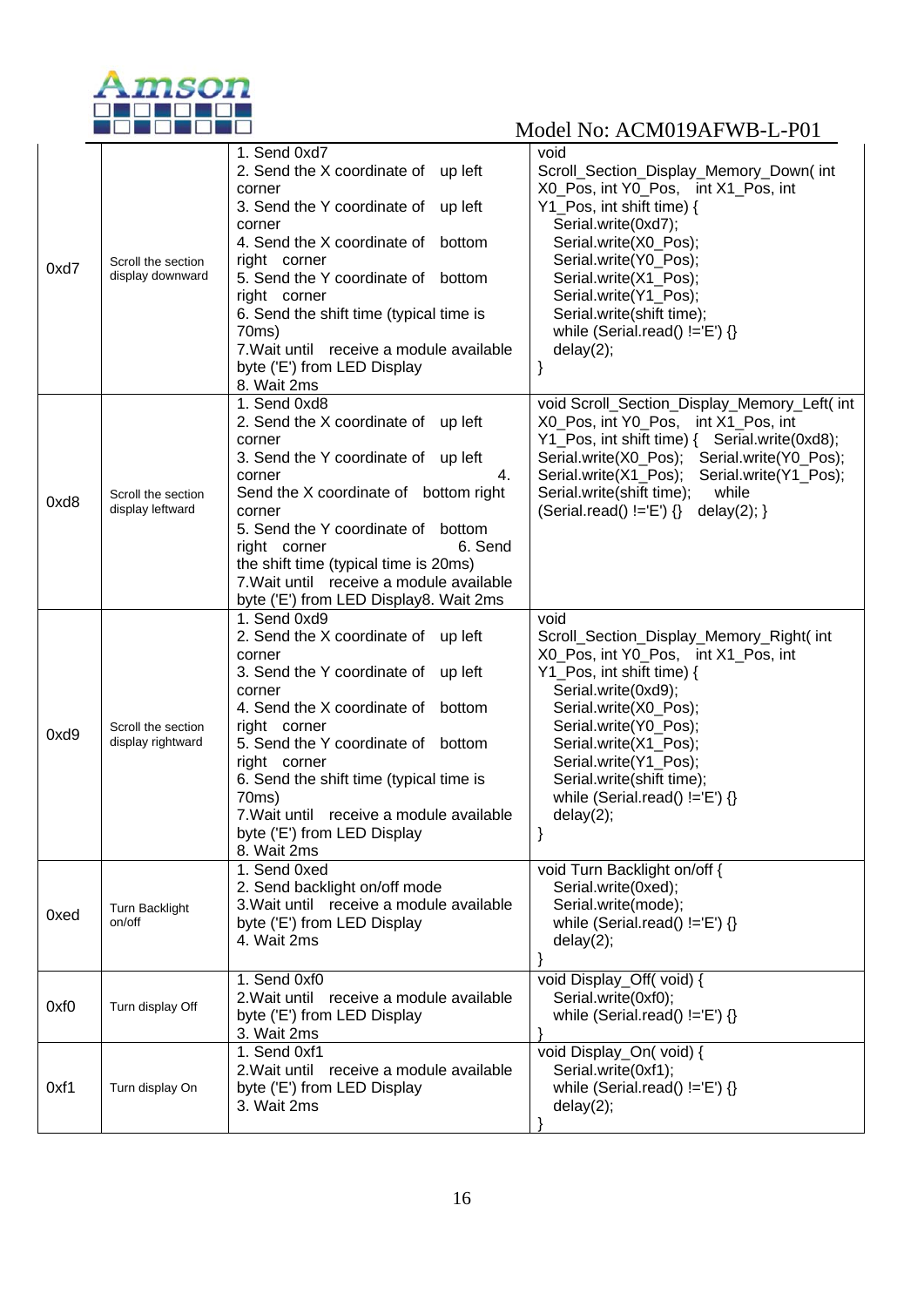Model No: ACM019AFWB-L-P01

| | | | |
|---|---|---|---|
| 0xd7 | Scroll the section display downward | 1. Send 0xd7<br>2. Send the X coordinate of up left corner<br>3. Send the Y coordinate of up left corner<br>4. Send the X coordinate of bottom right corner<br>5. Send the Y coordinate of bottom right corner<br>6. Send the shift time (typical time is 70ms)<br>7.Wait until receive a module available byte ('E') from LED Display<br>8. Wait 2ms | void Scroll_Section_Display_Memory_Down( int X0_Pos, int Y0_Pos, int X1_Pos, int Y1_Pos, int shift time) {<br>Serial.write(0xd7);<br>Serial.write(X0_Pos);<br>Serial.write(Y0_Pos);<br>Serial.write(X1_Pos);<br>Serial.write(Y1_Pos);<br>Serial.write(shift time);<br>while (Serial.read() !='E') {}<br>delay(2);<br>} |
| 0xd8 | Scroll the section display leftward | 1. Send 0xd8<br>2. Send the X coordinate of up left corner<br>3. Send the Y coordinate of up left corner 4. Send the X coordinate of bottom right corner<br>5. Send the Y coordinate of bottom right corner 6. Send the shift time (typical time is 20ms)<br>7.Wait until receive a module available byte ('E') from LED Display8. Wait 2ms | void Scroll_Section_Display_Memory_Left( int X0_Pos, int Y0_Pos, int X1_Pos, int Y1_Pos, int shift time) { Serial.write(0xd8); Serial.write(X0_Pos); Serial.write(Y0_Pos); Serial.write(X1_Pos); Serial.write(Y1_Pos); Serial.write(shift time); while (Serial.read() !='E') {} delay(2); } |
| 0xd9 | Scroll the section display rightward | 1. Send 0xd9<br>2. Send the X coordinate of up left corner<br>3. Send the Y coordinate of up left corner<br>4. Send the X coordinate of bottom right corner<br>5. Send the Y coordinate of bottom right corner<br>6. Send the shift time (typical time is 70ms)<br>7.Wait until receive a module available byte ('E') from LED Display<br>8. Wait 2ms | void Scroll_Section_Display_Memory_Right( int X0_Pos, int Y0_Pos, int X1_Pos, int Y1_Pos, int shift time) {<br>Serial.write(0xd9);<br>Serial.write(X0_Pos);<br>Serial.write(Y0_Pos);<br>Serial.write(X1_Pos);<br>Serial.write(Y1_Pos);<br>Serial.write(shift time);<br>while (Serial.read() !='E') {}<br>delay(2);<br>} |
| 0xed | Turn Backlight on/off | 1. Send 0xed<br>2. Send backlight on/off mode<br>3.Wait until receive a module available byte ('E') from LED Display<br>4. Wait 2ms | void Turn Backlight on/off {<br>Serial.write(0xed);<br>Serial.write(mode);<br>while (Serial.read() !='E') {}<br>delay(2);<br>} |
| 0xf0 | Turn display Off | 1. Send 0xf0<br>2.Wait until receive a module available byte ('E') from LED Display<br>3. Wait 2ms | void Display_Off( void) {<br>Serial.write(0xf0);<br>while (Serial.read() !='E') {}<br>} |
| 0xf1 | Turn display On | 1. Send 0xf1<br>2.Wait until receive a module available byte ('E') from LED Display<br>3. Wait 2ms | void Display_On( void) {<br>Serial.write(0xf1);<br>while (Serial.read() !='E') {}<br>delay(2);<br>} |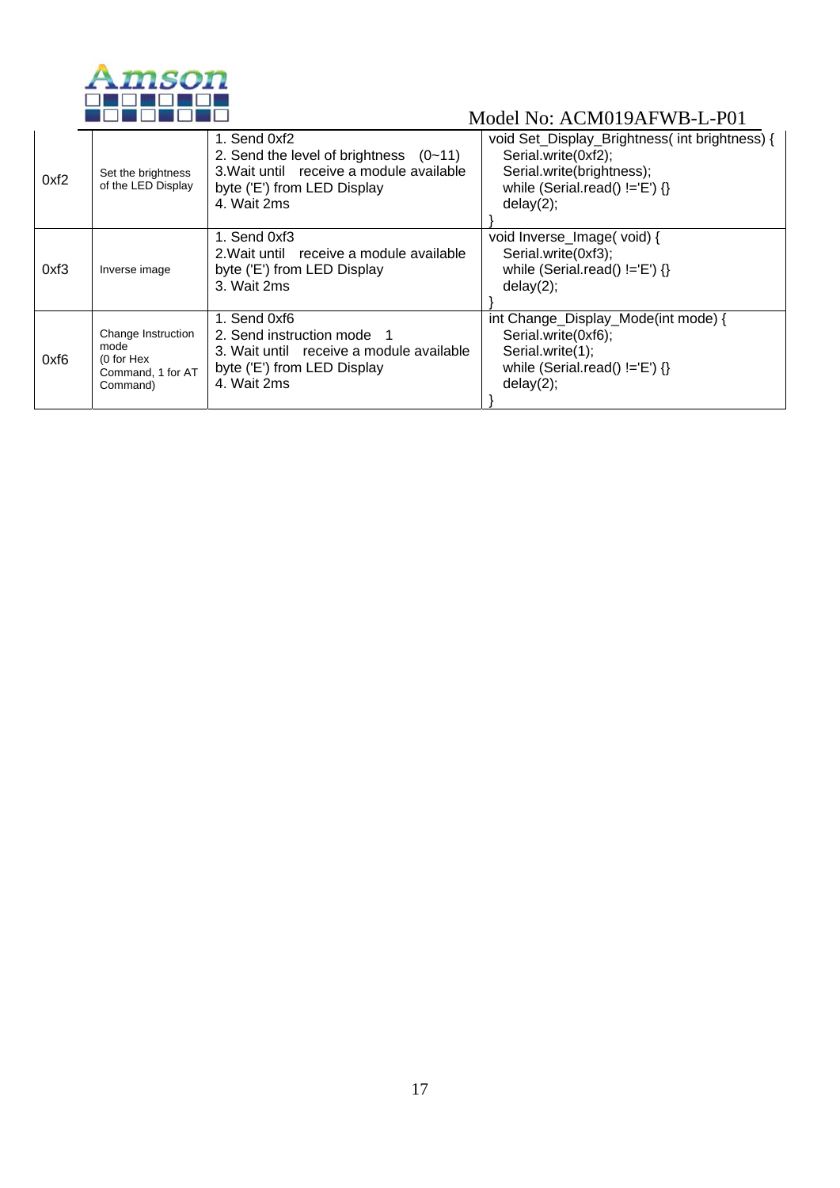| | | | |
|---|---|---|---|
| 0xf2 | Set the brightness of the LED Display | 1. Send 0xf2<br>2. Send the level of brightness (0~11)<br>3.Wait until receive a module available byte ('E') from LED Display<br>4. Wait 2ms | void Set_Display_Brightness( int brightness) {<br>Serial.write(0xf2);<br>Serial.write(brightness);<br>while (Serial.read() !='E') {}<br>delay(2);<br>} |
| 0xf3 | Inverse image | 1. Send 0xf3<br>2.Wait until receive a module available byte ('E') from LED Display<br>3. Wait 2ms | void Inverse_Image( void) {<br>Serial.write(0xf3);<br>while (Serial.read() !='E') {}<br>delay(2);<br>} |
| 0xf6 | Change Instruction mode (0 for Hex Command, 1 for AT Command) | 1. Send 0xf6<br>2. Send instruction mode 1<br>3. Wait until receive a module available byte ('E') from LED Display<br>4. Wait 2ms | int Change_Display_Mode(int mode) {<br>Serial.write(0xf6);<br>Serial.write(1);<br>while (Serial.read() !='E') {}<br>delay(2);<br>} |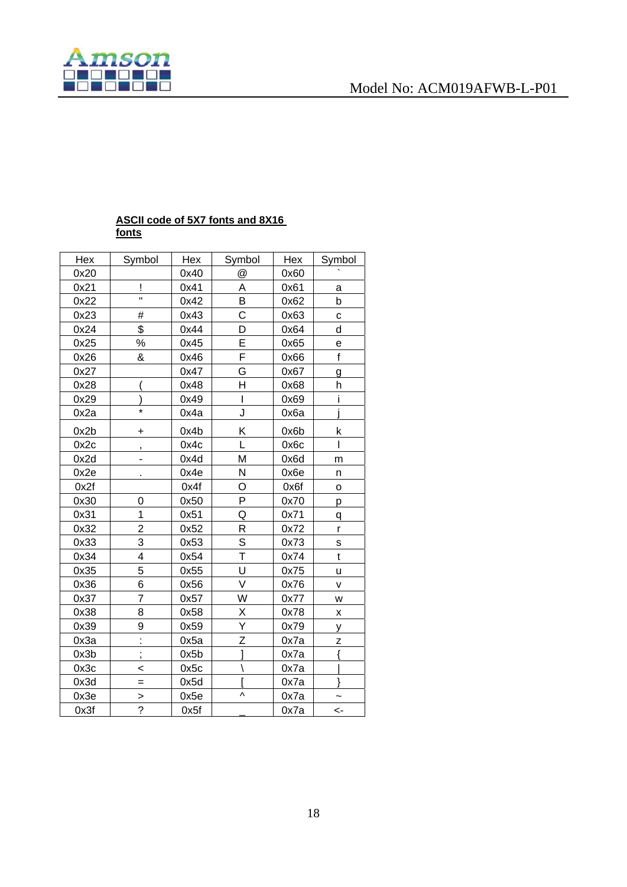**ASCII code of 5X7 fonts and 8X16 fonts**

| Hex | Symbol | Hex | Symbol | Hex | Symbol |
|---|---|---|---|---|---|
| 0x20 | | 0x40 | @ | 0x60 | ` |
| 0x21 | ! | 0x41 | A | 0x61 | a |
| 0x22 | " | 0x42 | B | 0x62 | b |
| 0x23 | # | 0x43 | C | 0x63 | c |
| 0x24 | $ | 0x44 | D | 0x64 | d |
| 0x25 | % | 0x45 | E | 0x65 | e |
| 0x26 | & | 0x46 | F | 0x66 | f |
| 0x27 | | 0x47 | G | 0x67 | g |
| 0x28 | ( | 0x48 | H | 0x68 | h |
| 0x29 | ) | 0x49 | I | 0x69 | i |
| 0x2a | * | 0x4a | J | 0x6a | j |
| 0x2b | + | 0x4b | K | 0x6b | k |
| 0x2c | , | 0x4c | L | 0x6c | l |
| 0x2d | - | 0x4d | M | 0x6d | m |
| 0x2e | . | 0x4e | N | 0x6e | n |
| 0x2f | | 0x4f | O | 0x6f | o |
| 0x30 | 0 | 0x50 | P | 0x70 | p |
| 0x31 | 1 | 0x51 | Q | 0x71 | q |
| 0x32 | 2 | 0x52 | R | 0x72 | r |
| 0x33 | 3 | 0x53 | S | 0x73 | s |
| 0x34 | 4 | 0x54 | T | 0x74 | t |
| 0x35 | 5 | 0x55 | U | 0x75 | u |
| 0x36 | 6 | 0x56 | V | 0x76 | v |
| 0x37 | 7 | 0x57 | W | 0x77 | w |
| 0x38 | 8 | 0x58 | X | 0x78 | x |
| 0x39 | 9 | 0x59 | Y | 0x79 | y |
| 0x3a | : | 0x5a | Z | 0x7a | z |
| 0x3b | ; | 0x5b | ] | 0x7a | { |
| 0x3c | < | 0x5c | \ | 0x7a | \| |
| 0x3d | = | 0x5d | [ | 0x7a | } |
| 0x3e | > | 0x5e | ^ | 0x7a | ~ |
| 0x3f | ? | 0x5f | _ | 0x7a | <- |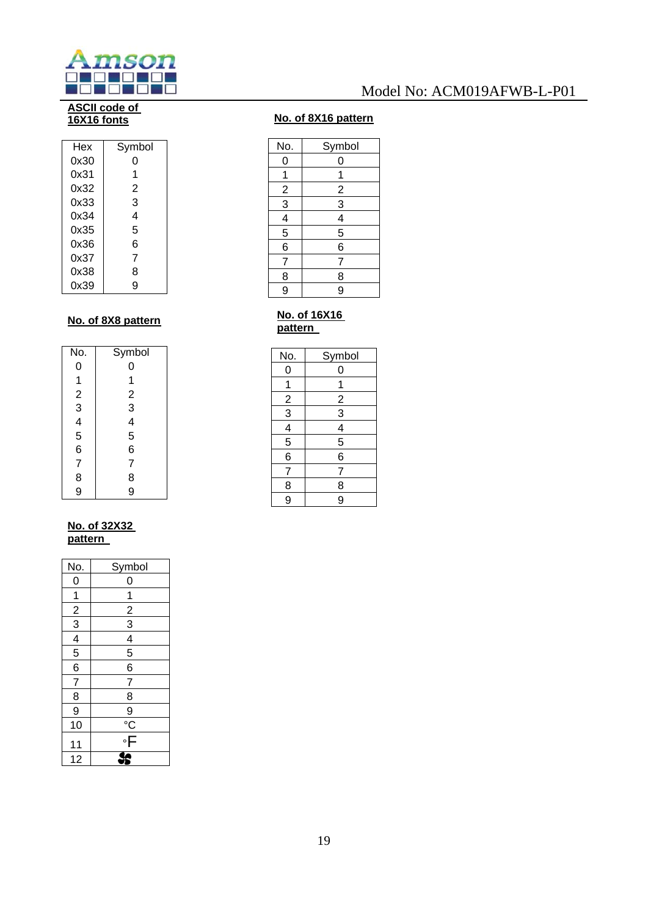**ASCII code of 16X16 fonts**

| Hex | Symbol |
|---|---|
| 0x30 | 0 |
| 0x31 | 1 |
| 0x32 | 2 |
| 0x33 | 3 |
| 0x34 | 4 |
| 0x35 | 5 |
| 0x36 | 6 |
| 0x37 | 7 |
| 0x38 | 8 |
| 0x39 | 9 |

**No. of 8X16 pattern**

| No. | Symbol |
|---|---|
| 0 | 0 |
| 1 | 1 |
| 2 | 2 |
| 3 | 3 |
| 4 | 4 |
| 5 | 5 |
| 6 | 6 |
| 7 | 7 |
| 8 | 8 |
| 9 | 9 |

**No. of 8X8 pattern**

| No. | Symbol |
|---|---|
| 0 | 0 |
| 1 | 1 |
| 2 | 2 |
| 3 | 3 |
| 4 | 4 |
| 5 | 5 |
| 6 | 6 |
| 7 | 7 |
| 8 | 8 |
| 9 | 9 |

**No. of 16X16 pattern**

| No. | Symbol |
|---|---|
| 0 | 0 |
| 1 | 1 |
| 2 | 2 |
| 3 | 3 |
| 4 | 4 |
| 5 | 5 |
| 6 | 6 |
| 7 | 7 |
| 8 | 8 |
| 9 | 9 |

**No. of 32X32 pattern**

| No. | Symbol |
|---|---|
| 0 | 0 |
| 1 | 1 |
| 2 | 2 |
| 3 | 3 |
| 4 | 4 |
| 5 | 5 |
| 6 | 6 |
| 7 | 7 |
| 8 | 8 |
| 9 | 9 |
| 10 | °C |
| 11 | °F |
| 12 | (fan symbol) |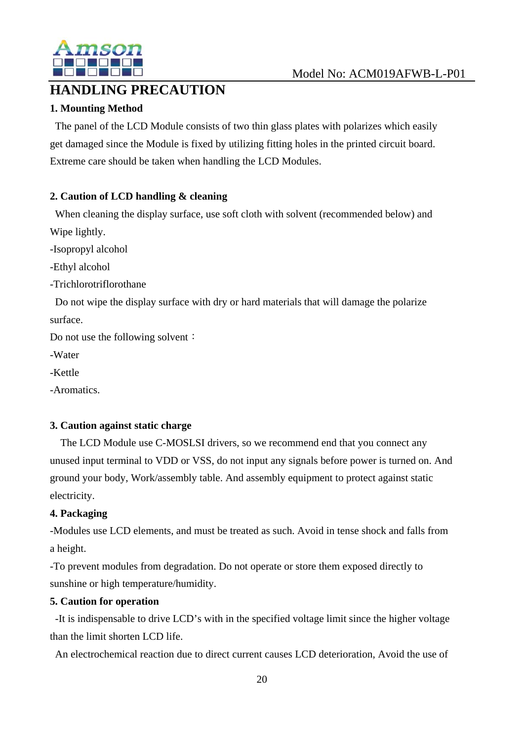# HANDLING PRECAUTION

**1. Mounting Method**

The panel of the LCD Module consists of two thin glass plates with polarizes which easily get damaged since the Module is fixed by utilizing fitting holes in the printed circuit board. Extreme care should be taken when handling the LCD Modules.

**2. Caution of LCD handling & cleaning**

When cleaning the display surface, use soft cloth with solvent (recommended below) and Wipe lightly.

-Isopropyl alcohol

-Ethyl alcohol

-Trichlorotriflorothane

Do not wipe the display surface with dry or hard materials that will damage the polarize surface.

Do not use the following solvent：

-Water

-Kettle

-Aromatics.

**3. Caution against static charge**

The LCD Module use C-MOSLSI drivers, so we recommend end that you connect any unused input terminal to VDD or VSS, do not input any signals before power is turned on. And ground your body, Work/assembly table. And assembly equipment to protect against static electricity.

**4. Packaging**

-Modules use LCD elements, and must be treated as such. Avoid in tense shock and falls from a height.

-To prevent modules from degradation. Do not operate or store them exposed directly to sunshine or high temperature/humidity.

**5. Caution for operation**

-It is indispensable to drive LCD's with in the specified voltage limit since the higher voltage than the limit shorten LCD life.

An electrochemical reaction due to direct current causes LCD deterioration, Avoid the use of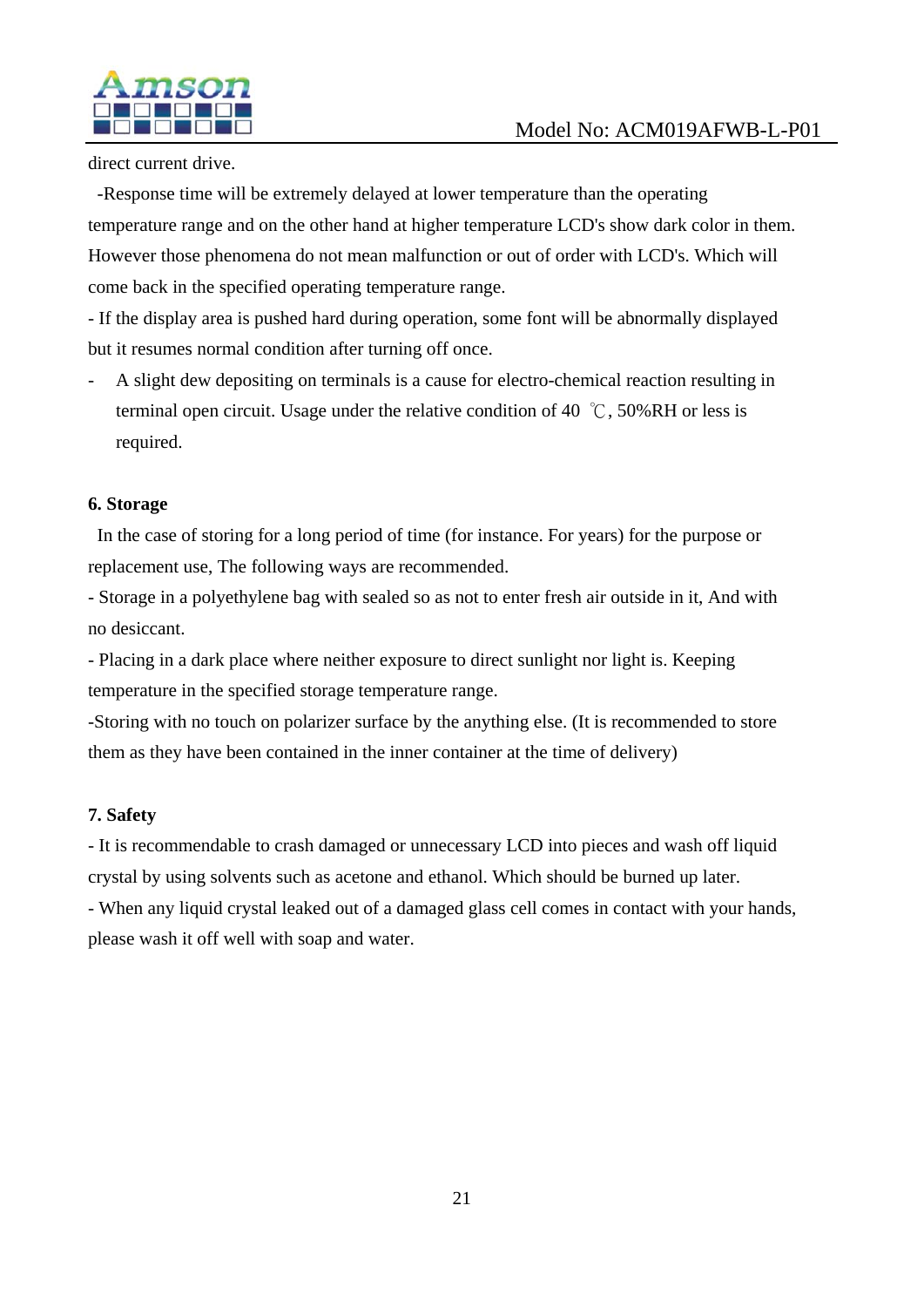direct current drive.

-Response time will be extremely delayed at lower temperature than the operating temperature range and on the other hand at higher temperature LCD's show dark color in them. However those phenomena do not mean malfunction or out of order with LCD's. Which will come back in the specified operating temperature range.

- If the display area is pushed hard during operation, some font will be abnormally displayed but it resumes normal condition after turning off once.

- A slight dew depositing on terminals is a cause for electro-chemical reaction resulting in terminal open circuit. Usage under the relative condition of 40 ℃, 50%RH or less is required.

**6. Storage**

In the case of storing for a long period of time (for instance. For years) for the purpose or replacement use, The following ways are recommended.

- Storage in a polyethylene bag with sealed so as not to enter fresh air outside in it, And with no desiccant.

- Placing in a dark place where neither exposure to direct sunlight nor light is. Keeping temperature in the specified storage temperature range.

-Storing with no touch on polarizer surface by the anything else. (It is recommended to store them as they have been contained in the inner container at the time of delivery)

**7. Safety**

- It is recommendable to crash damaged or unnecessary LCD into pieces and wash off liquid crystal by using solvents such as acetone and ethanol. Which should be burned up later.

- When any liquid crystal leaked out of a damaged glass cell comes in contact with your hands, please wash it off well with soap and water.